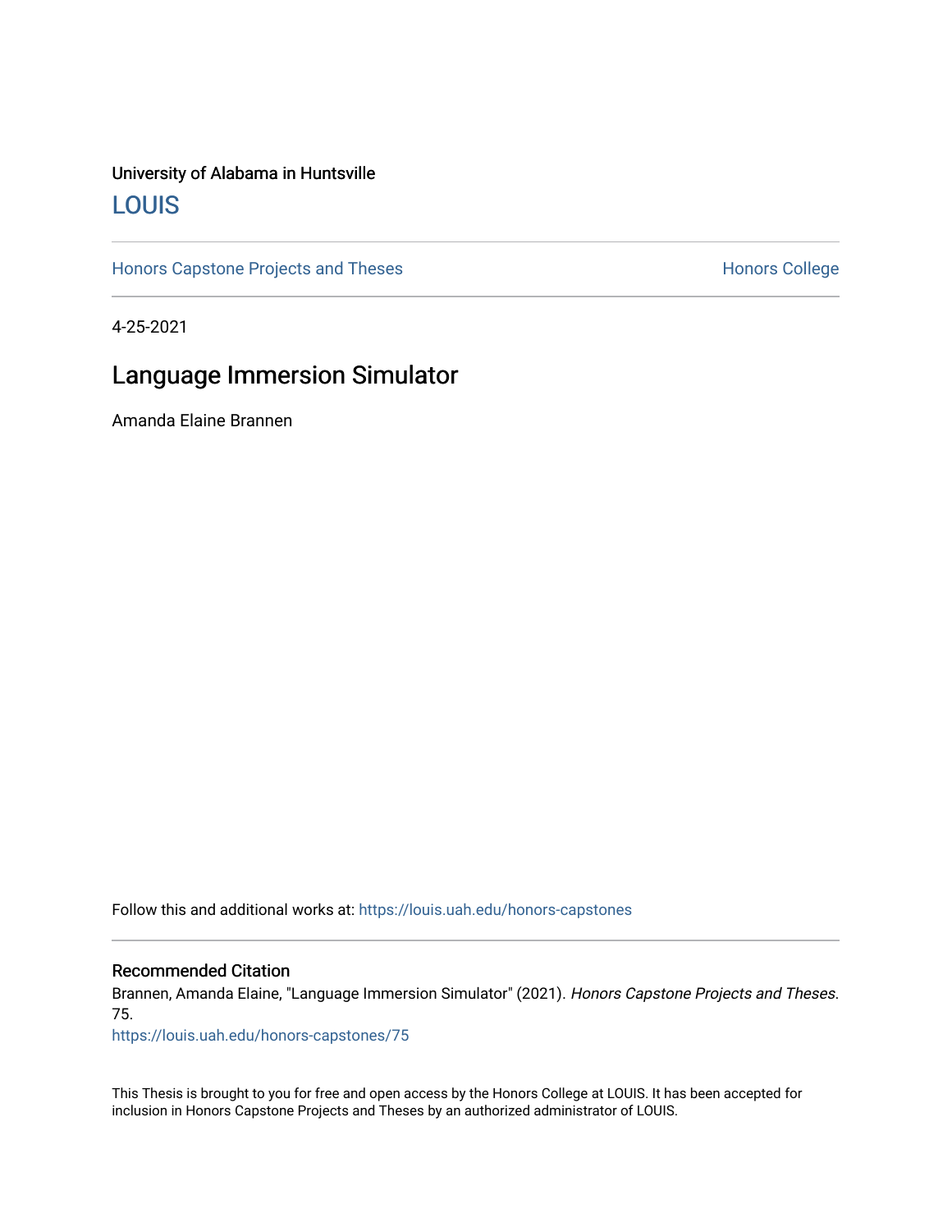University of Alabama in Huntsville

## LOUIS

Honors Capstone Projects and Theses | Honors College

4-25-2021

# Language Immersion Simulator

Amanda Elaine Brannen

Follow this and additional works at: https://louis.uah.edu/honors-capstones

### Recommended Citation

Brannen, Amanda Elaine, "Language Immersion Simulator" (2021). *Honors Capstone Projects and Theses*. 75.
https://louis.uah.edu/honors-capstones/75

This Thesis is brought to you for free and open access by the Honors College at LOUIS. It has been accepted for inclusion in Honors Capstone Projects and Theses by an authorized administrator of LOUIS.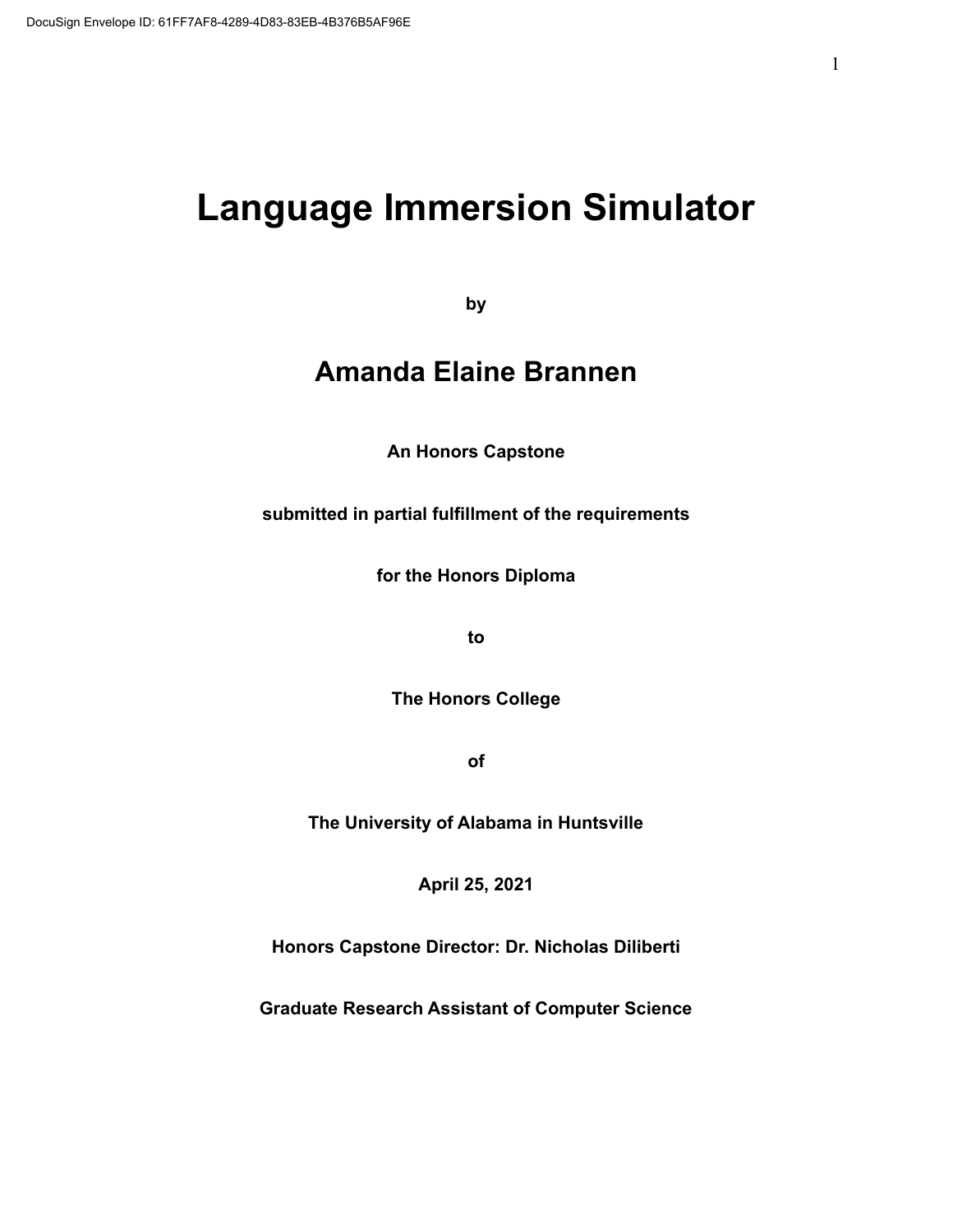# Language Immersion Simulator

**by**

## Amanda Elaine Brannen

**An Honors Capstone**

**submitted in partial fulfillment of the requirements**

**for the Honors Diploma**

**to**

**The Honors College**

**of**

**The University of Alabama in Huntsville**

**April 25, 2021**

**Honors Capstone Director: Dr. Nicholas Diliberti**

**Graduate Research Assistant of Computer Science**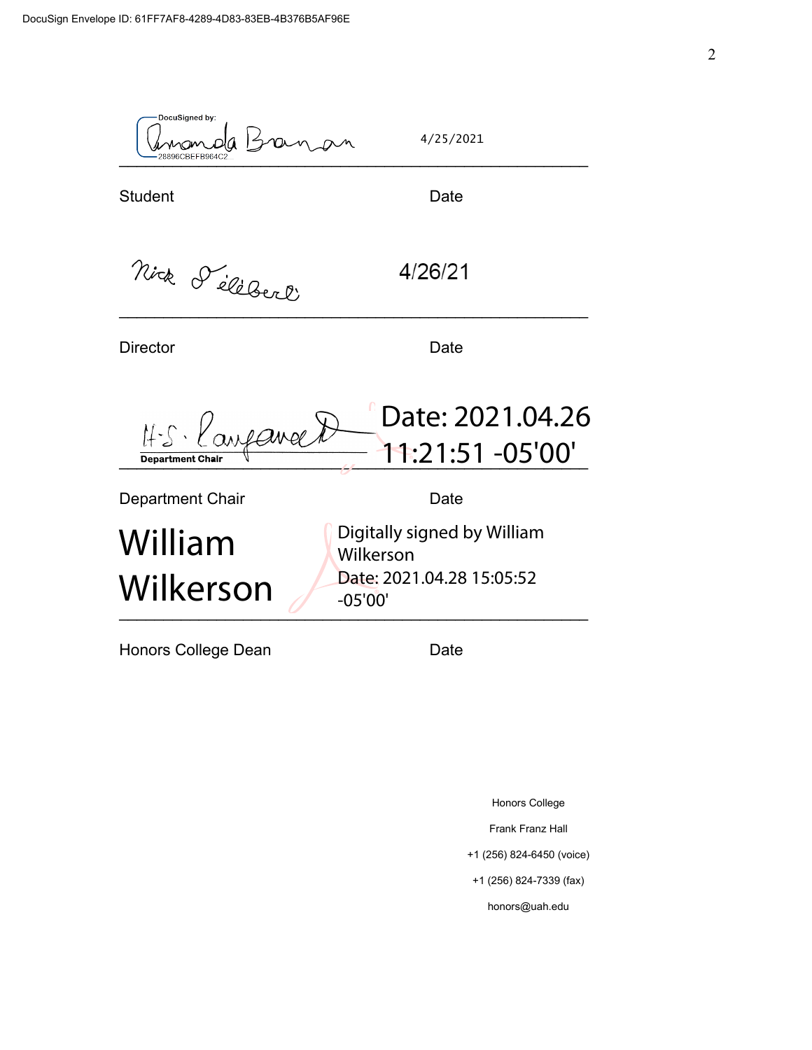DocuSign Envelope ID: 61FF7AF8-4289-4D83-83EB-4B376B5AF96E

DocuSigned by: Amanda Brannan
28896CBEFB964C2...

4/25/2021

Student | Date

Nick Gilbert

4/26/21

Director | Date

H. S. Ranganath

Department Chair

Date: 2021.04.26 11:21:51 -05'00'

Department Chair | Date

William Wilkerson

Digitally signed by William Wilkerson
Date: 2021.04.28 15:05:52 -05'00'

Honors College Dean | Date

Honors College

Frank Franz Hall

+1 (256) 824-6450 (voice)

+1 (256) 824-7339 (fax)

honors@uah.edu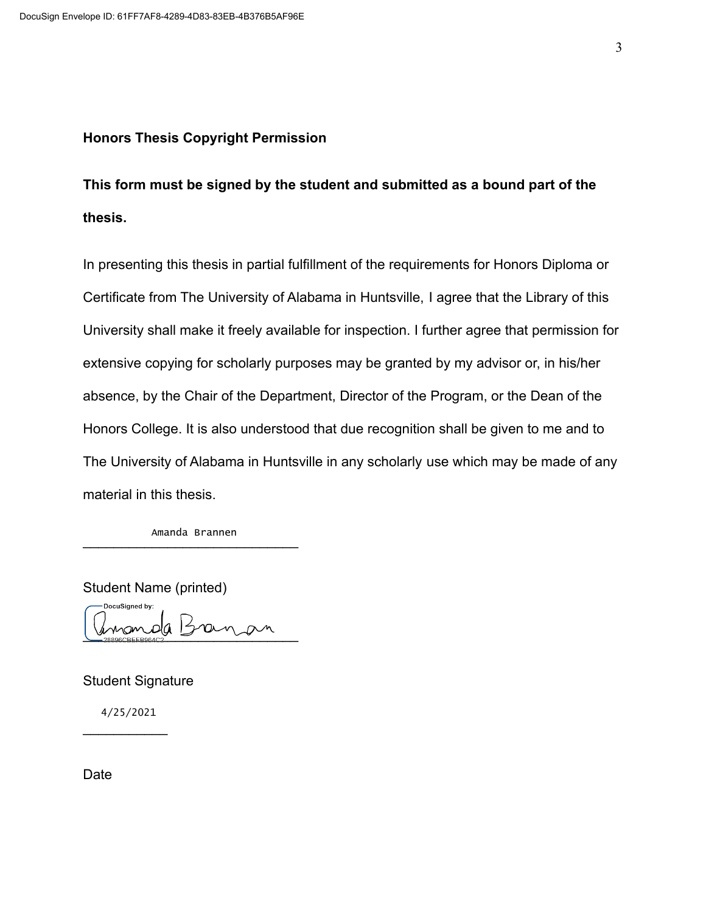**Honors Thesis Copyright Permission**

**This form must be signed by the student and submitted as a bound part of the thesis.**

In presenting this thesis in partial fulfillment of the requirements for Honors Diploma or Certificate from The University of Alabama in Huntsville, I agree that the Library of this University shall make it freely available for inspection. I further agree that permission for extensive copying for scholarly purposes may be granted by my advisor or, in his/her absence, by the Chair of the Department, Director of the Program, or the Dean of the Honors College. It is also understood that due recognition shall be given to me and to The University of Alabama in Huntsville in any scholarly use which may be made of any material in this thesis.

Amanda Brannen
______________________________

Student Name (printed)

DocuSigned by:
Amanda Brannan
28896CBEEB964C2
______________________________

Student Signature

4/25/2021
____________

Date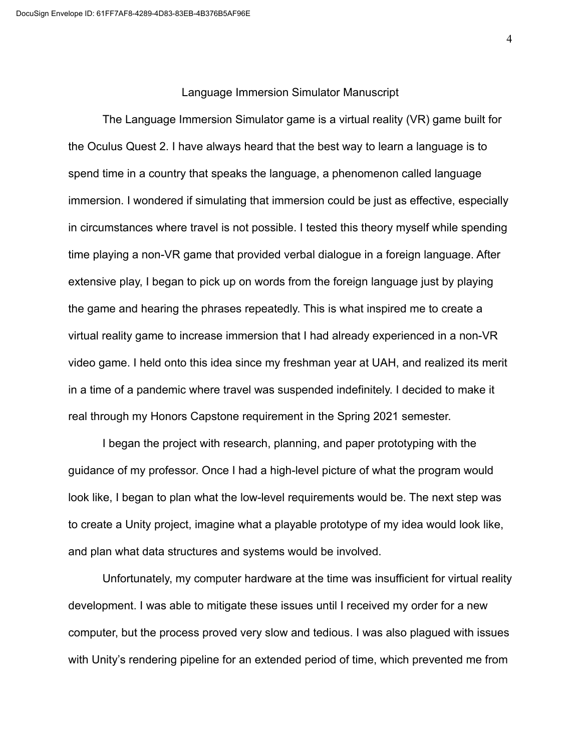# Language Immersion Simulator Manuscript

The Language Immersion Simulator game is a virtual reality (VR) game built for the Oculus Quest 2. I have always heard that the best way to learn a language is to spend time in a country that speaks the language, a phenomenon called language immersion. I wondered if simulating that immersion could be just as effective, especially in circumstances where travel is not possible. I tested this theory myself while spending time playing a non-VR game that provided verbal dialogue in a foreign language. After extensive play, I began to pick up on words from the foreign language just by playing the game and hearing the phrases repeatedly. This is what inspired me to create a virtual reality game to increase immersion that I had already experienced in a non-VR video game. I held onto this idea since my freshman year at UAH, and realized its merit in a time of a pandemic where travel was suspended indefinitely. I decided to make it real through my Honors Capstone requirement in the Spring 2021 semester.

I began the project with research, planning, and paper prototyping with the guidance of my professor. Once I had a high-level picture of what the program would look like, I began to plan what the low-level requirements would be. The next step was to create a Unity project, imagine what a playable prototype of my idea would look like, and plan what data structures and systems would be involved.

Unfortunately, my computer hardware at the time was insufficient for virtual reality development. I was able to mitigate these issues until I received my order for a new computer, but the process proved very slow and tedious. I was also plagued with issues with Unity's rendering pipeline for an extended period of time, which prevented me from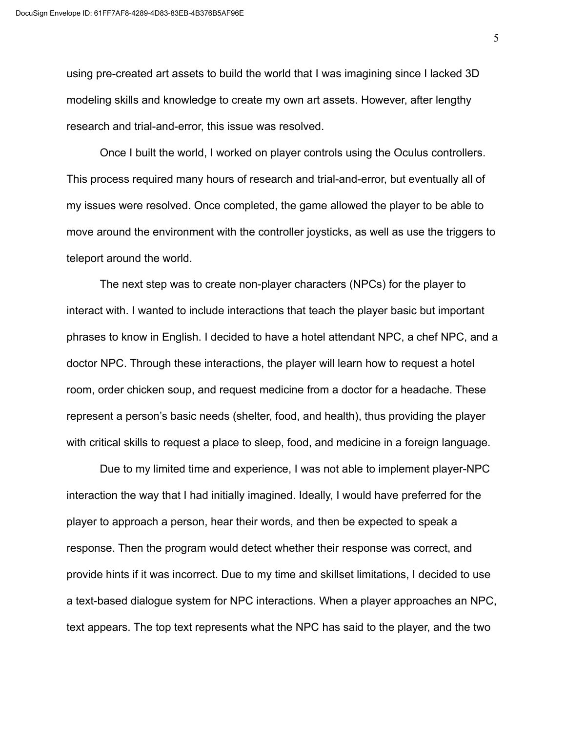using pre-created art assets to build the world that I was imagining since I lacked 3D modeling skills and knowledge to create my own art assets. However, after lengthy research and trial-and-error, this issue was resolved.

Once I built the world, I worked on player controls using the Oculus controllers. This process required many hours of research and trial-and-error, but eventually all of my issues were resolved. Once completed, the game allowed the player to be able to move around the environment with the controller joysticks, as well as use the triggers to teleport around the world.

The next step was to create non-player characters (NPCs) for the player to interact with. I wanted to include interactions that teach the player basic but important phrases to know in English. I decided to have a hotel attendant NPC, a chef NPC, and a doctor NPC. Through these interactions, the player will learn how to request a hotel room, order chicken soup, and request medicine from a doctor for a headache. These represent a person's basic needs (shelter, food, and health), thus providing the player with critical skills to request a place to sleep, food, and medicine in a foreign language.

Due to my limited time and experience, I was not able to implement player-NPC interaction the way that I had initially imagined. Ideally, I would have preferred for the player to approach a person, hear their words, and then be expected to speak a response. Then the program would detect whether their response was correct, and provide hints if it was incorrect. Due to my time and skillset limitations, I decided to use a text-based dialogue system for NPC interactions. When a player approaches an NPC, text appears. The top text represents what the NPC has said to the player, and the two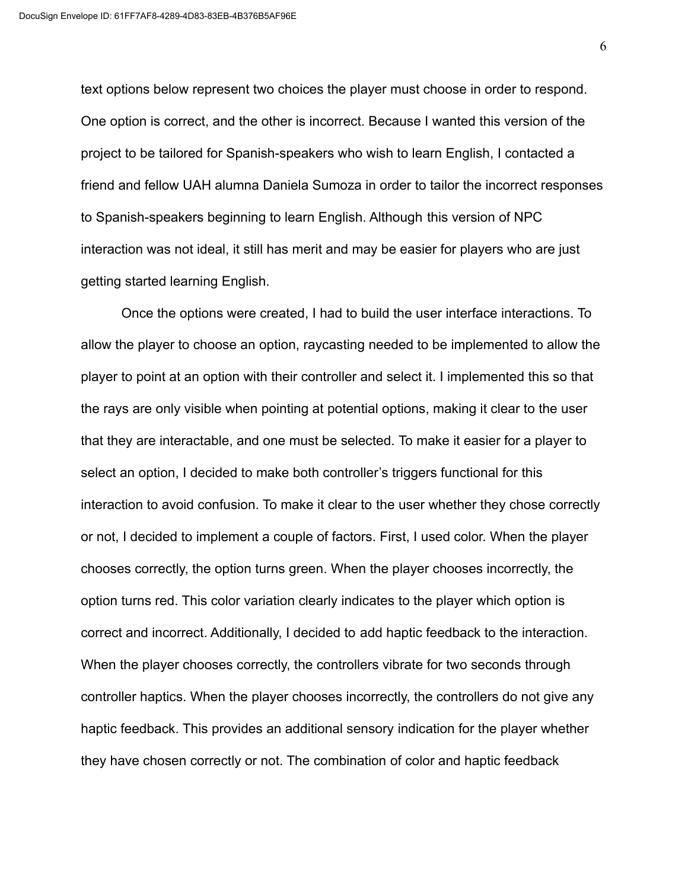text options below represent two choices the player must choose in order to respond. One option is correct, and the other is incorrect. Because I wanted this version of the project to be tailored for Spanish-speakers who wish to learn English, I contacted a friend and fellow UAH alumna Daniela Sumoza in order to tailor the incorrect responses to Spanish-speakers beginning to learn English. Although this version of NPC interaction was not ideal, it still has merit and may be easier for players who are just getting started learning English.

Once the options were created, I had to build the user interface interactions. To allow the player to choose an option, raycasting needed to be implemented to allow the player to point at an option with their controller and select it. I implemented this so that the rays are only visible when pointing at potential options, making it clear to the user that they are interactable, and one must be selected. To make it easier for a player to select an option, I decided to make both controller's triggers functional for this interaction to avoid confusion. To make it clear to the user whether they chose correctly or not, I decided to implement a couple of factors. First, I used color. When the player chooses correctly, the option turns green. When the player chooses incorrectly, the option turns red. This color variation clearly indicates to the player which option is correct and incorrect. Additionally, I decided to add haptic feedback to the interaction. When the player chooses correctly, the controllers vibrate for two seconds through controller haptics. When the player chooses incorrectly, the controllers do not give any haptic feedback. This provides an additional sensory indication for the player whether they have chosen correctly or not. The combination of color and haptic feedback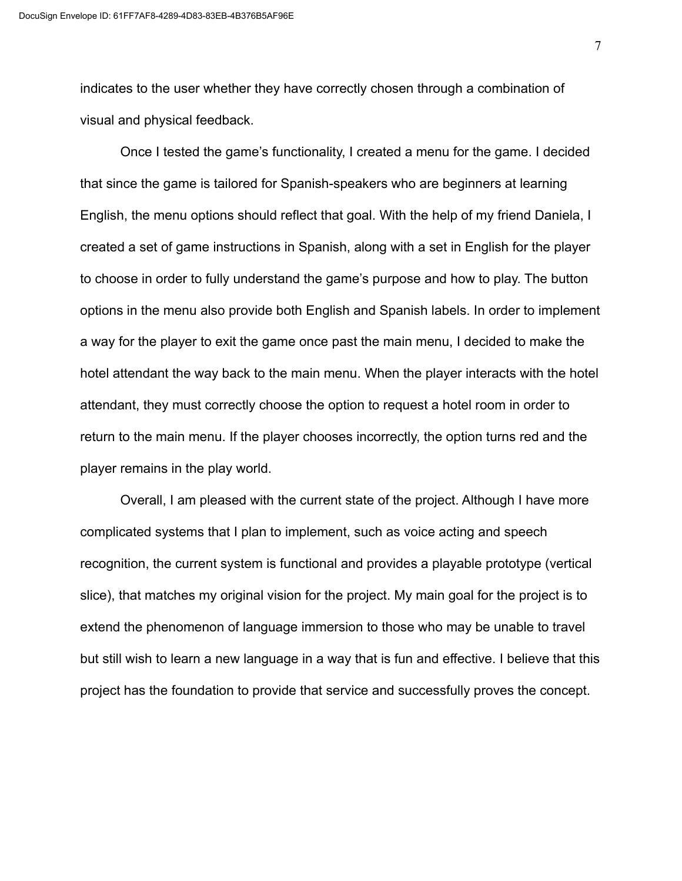indicates to the user whether they have correctly chosen through a combination of visual and physical feedback.

Once I tested the game's functionality, I created a menu for the game. I decided that since the game is tailored for Spanish-speakers who are beginners at learning English, the menu options should reflect that goal. With the help of my friend Daniela, I created a set of game instructions in Spanish, along with a set in English for the player to choose in order to fully understand the game's purpose and how to play. The button options in the menu also provide both English and Spanish labels. In order to implement a way for the player to exit the game once past the main menu, I decided to make the hotel attendant the way back to the main menu. When the player interacts with the hotel attendant, they must correctly choose the option to request a hotel room in order to return to the main menu. If the player chooses incorrectly, the option turns red and the player remains in the play world.

Overall, I am pleased with the current state of the project. Although I have more complicated systems that I plan to implement, such as voice acting and speech recognition, the current system is functional and provides a playable prototype (vertical slice), that matches my original vision for the project. My main goal for the project is to extend the phenomenon of language immersion to those who may be unable to travel but still wish to learn a new language in a way that is fun and effective. I believe that this project has the foundation to provide that service and successfully proves the concept.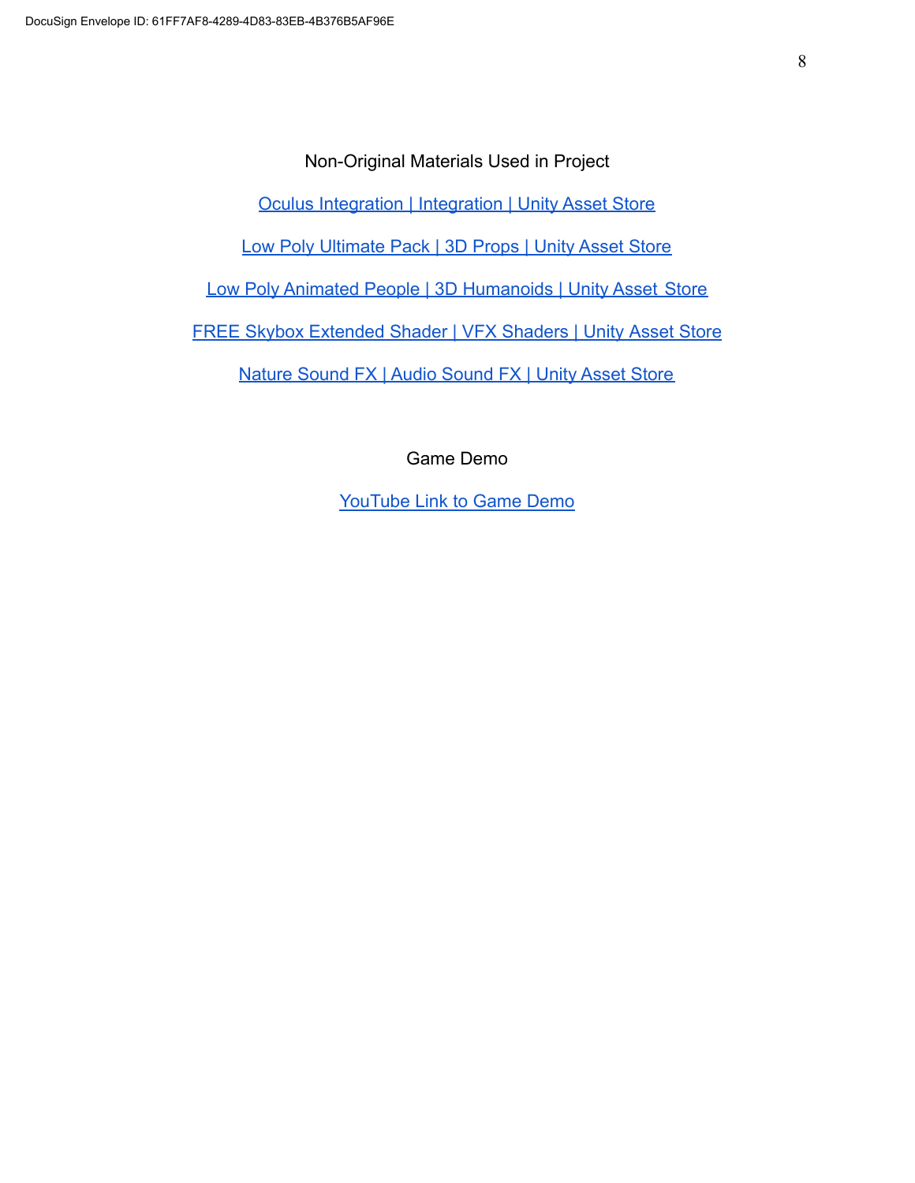Non-Original Materials Used in Project

Oculus Integration | Integration | Unity Asset Store

Low Poly Ultimate Pack | 3D Props | Unity Asset Store

Low Poly Animated People | 3D Humanoids | Unity Asset Store

FREE Skybox Extended Shader | VFX Shaders | Unity Asset Store

Nature Sound FX | Audio Sound FX | Unity Asset Store

Game Demo

YouTube Link to Game Demo